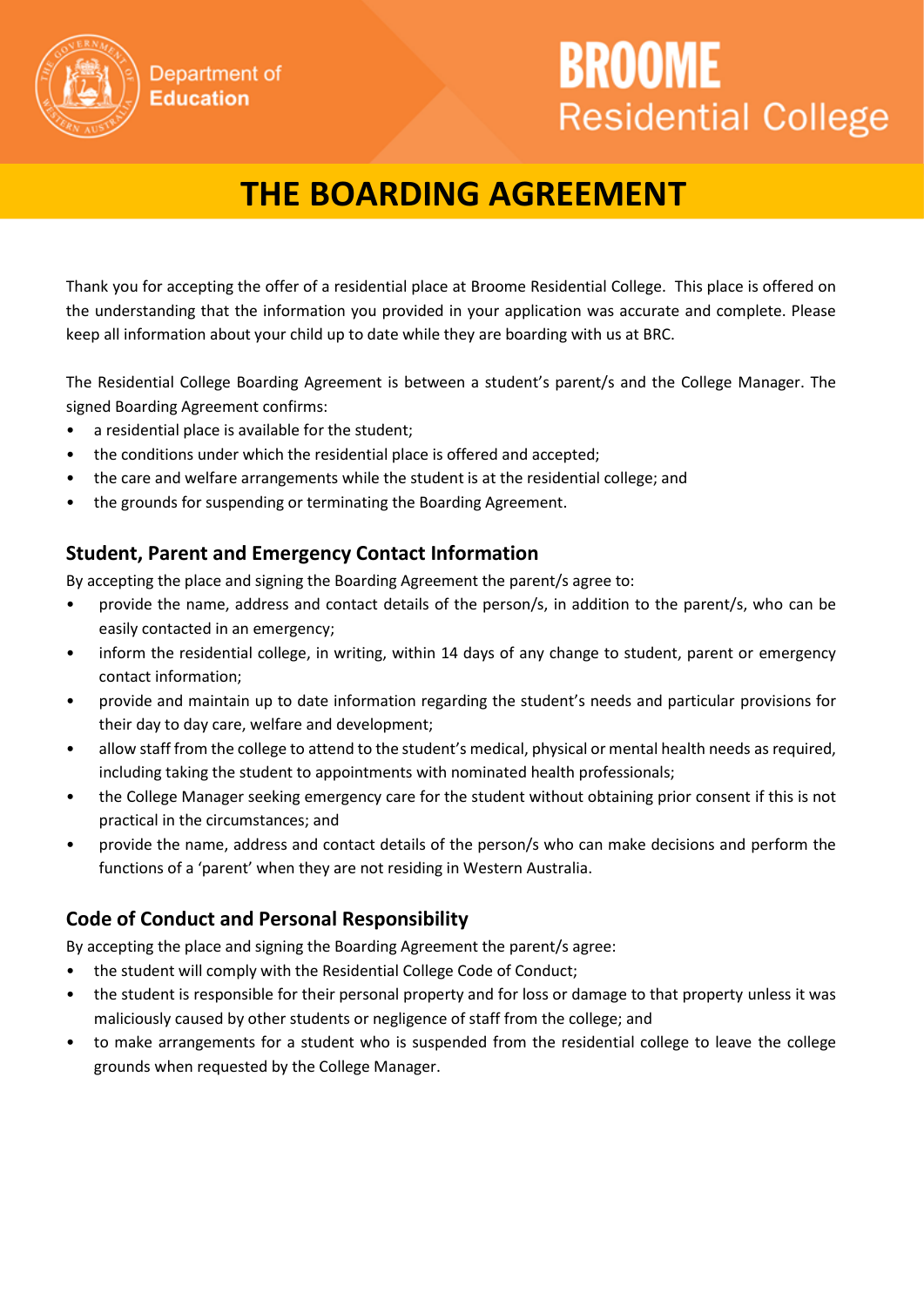Department of Education

# BROOME Residential College

# THE BOARDING AGREEMENT

Thank you for accepting the offer of a residential place at Broome Residential College. This place is offered on the understanding that the information you provided in your application was accurate and complete. Please keep all information about your child up to date while they are boarding with us at BRC.

The Residential College Boarding Agreement is between a student's parent/s and the College Manager. The signed Boarding Agreement confirms:

- a residential place is available for the student;
- the conditions under which the residential place is offered and accepted;
- the care and welfare arrangements while the student is at the residential college; and
- the grounds for suspending or terminating the Boarding Agreement.

## Student, Parent and Emergency Contact Information

By accepting the place and signing the Boarding Agreement the parent/s agree to:

- provide the name, address and contact details of the person/s, in addition to the parent/s, who can be easily contacted in an emergency;
- inform the residential college, in writing, within 14 days of any change to student, parent or emergency contact information;
- provide and maintain up to date information regarding the student's needs and particular provisions for their day to day care, welfare and development;
- allow staff from the college to attend to the student's medical, physical or mental health needs as required, including taking the student to appointments with nominated health professionals;
- the College Manager seeking emergency care for the student without obtaining prior consent if this is not practical in the circumstances; and
- provide the name, address and contact details of the person/s who can make decisions and perform the functions of a 'parent' when they are not residing in Western Australia.

## Code of Conduct and Personal Responsibility

By accepting the place and signing the Boarding Agreement the parent/s agree:

- the student will comply with the Residential College Code of Conduct;
- the student is responsible for their personal property and for loss or damage to that property unless it was maliciously caused by other students or negligence of staff from the college; and
- to make arrangements for a student who is suspended from the residential college to leave the college grounds when requested by the College Manager.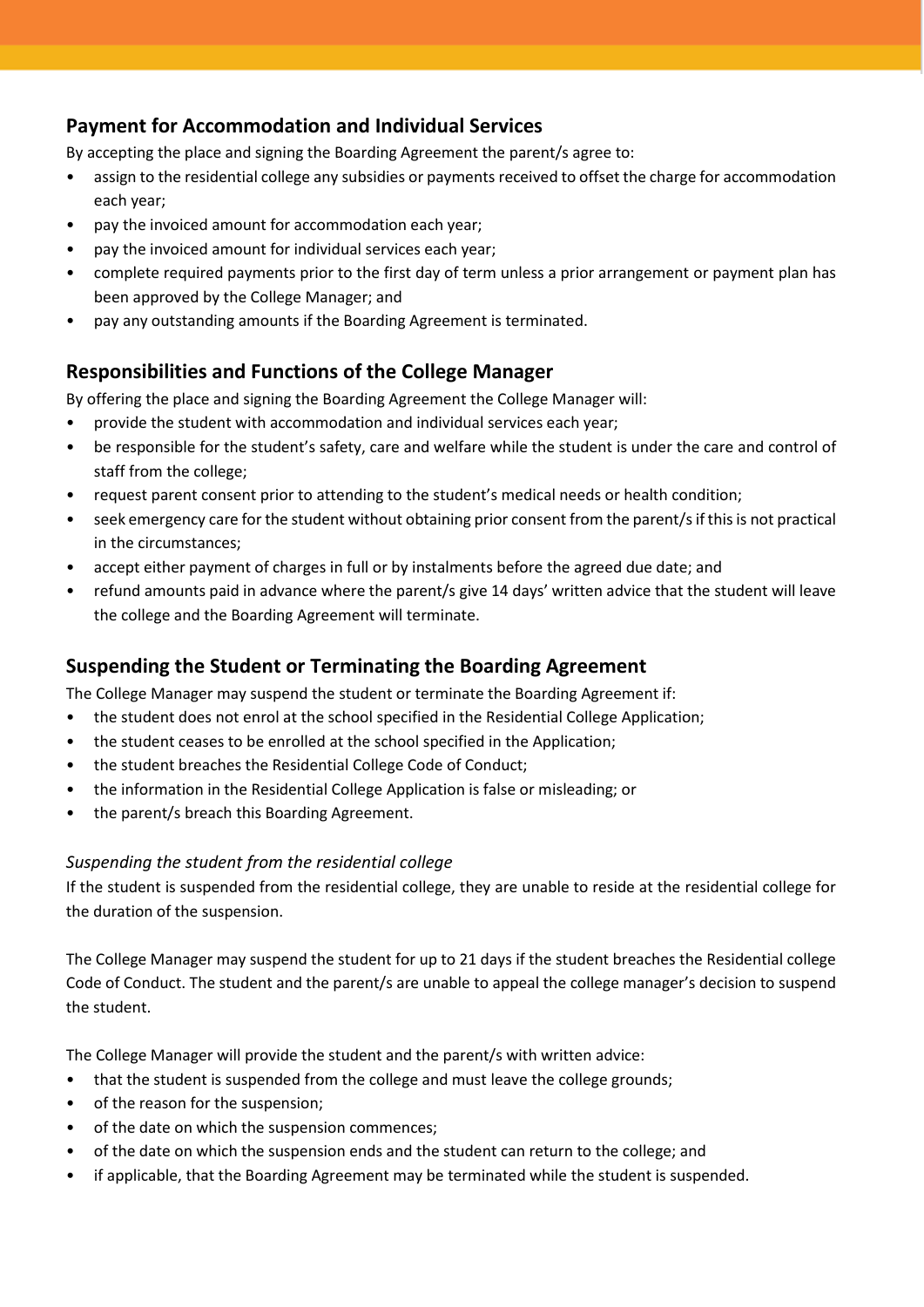## Payment for Accommodation and Individual Services

By accepting the place and signing the Boarding Agreement the parent/s agree to:

- assign to the residential college any subsidies or payments received to offset the charge for accommodation each year;
- pay the invoiced amount for accommodation each year;
- pay the invoiced amount for individual services each year;
- complete required payments prior to the first day of term unless a prior arrangement or payment plan has been approved by the College Manager; and
- pay any outstanding amounts if the Boarding Agreement is terminated.

## Responsibilities and Functions of the College Manager

By offering the place and signing the Boarding Agreement the College Manager will:

- provide the student with accommodation and individual services each year;
- be responsible for the student's safety, care and welfare while the student is under the care and control of staff from the college;
- request parent consent prior to attending to the student's medical needs or health condition;
- seek emergency care for the student without obtaining prior consent from the parent/s if this is not practical in the circumstances;
- accept either payment of charges in full or by instalments before the agreed due date; and
- refund amounts paid in advance where the parent/s give 14 days' written advice that the student will leave the college and the Boarding Agreement will terminate.

## Suspending the Student or Terminating the Boarding Agreement

The College Manager may suspend the student or terminate the Boarding Agreement if:

- the student does not enrol at the school specified in the Residential College Application;
- the student ceases to be enrolled at the school specified in the Application;
- the student breaches the Residential College Code of Conduct;
- the information in the Residential College Application is false or misleading; or
- the parent/s breach this Boarding Agreement.

### *Suspending the student from the residential college*

If the student is suspended from the residential college, they are unable to reside at the residential college for the duration of the suspension.

The College Manager may suspend the student for up to 21 days if the student breaches the Residential college Code of Conduct. The student and the parent/s are unable to appeal the college manager's decision to suspend the student.

The College Manager will provide the student and the parent/s with written advice:

- that the student is suspended from the college and must leave the college grounds;
- of the reason for the suspension;
- of the date on which the suspension commences;
- of the date on which the suspension ends and the student can return to the college; and
- if applicable, that the Boarding Agreement may be terminated while the student is suspended.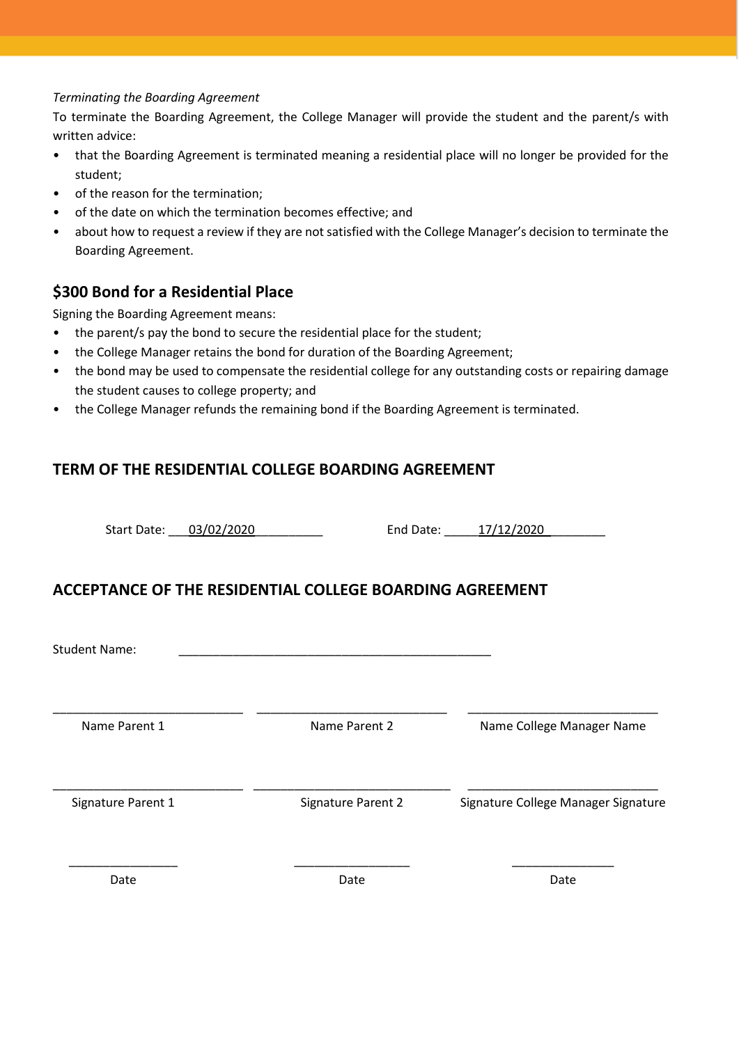*Terminating the Boarding Agreement*

To terminate the Boarding Agreement, the College Manager will provide the student and the parent/s with written advice:

- that the Boarding Agreement is terminated meaning a residential place will no longer be provided for the student;
- of the reason for the termination;
- of the date on which the termination becomes effective; and
- about how to request a review if they are not satisfied with the College Manager's decision to terminate the Boarding Agreement.

## $300 Bond for a Residential Place

Signing the Boarding Agreement means:

- the parent/s pay the bond to secure the residential place for the student;
- the College Manager retains the bond for duration of the Boarding Agreement;
- the bond may be used to compensate the residential college for any outstanding costs or repairing damage the student causes to college property; and
- the College Manager refunds the remaining bond if the Boarding Agreement is terminated.

## TERM OF THE RESIDENTIAL COLLEGE BOARDING AGREEMENT

Start Date: ___03/02/2020__________ End Date: _____17/12/2020_________

## ACCEPTANCE OF THE RESIDENTIAL COLLEGE BOARDING AGREEMENT

Student Name: ________________________________________________

| ____________________________ | ____________________________ | ____________________________ |
|---|---|---|
| Name Parent 1 | Name Parent 2 | Name College Manager Name |
| ____________________________ | ____________________________ | ____________________________ |
| Signature Parent 1 | Signature Parent 2 | Signature College Manager Signature |
| ________________ | _________________ | _______________ |
| Date | Date | Date |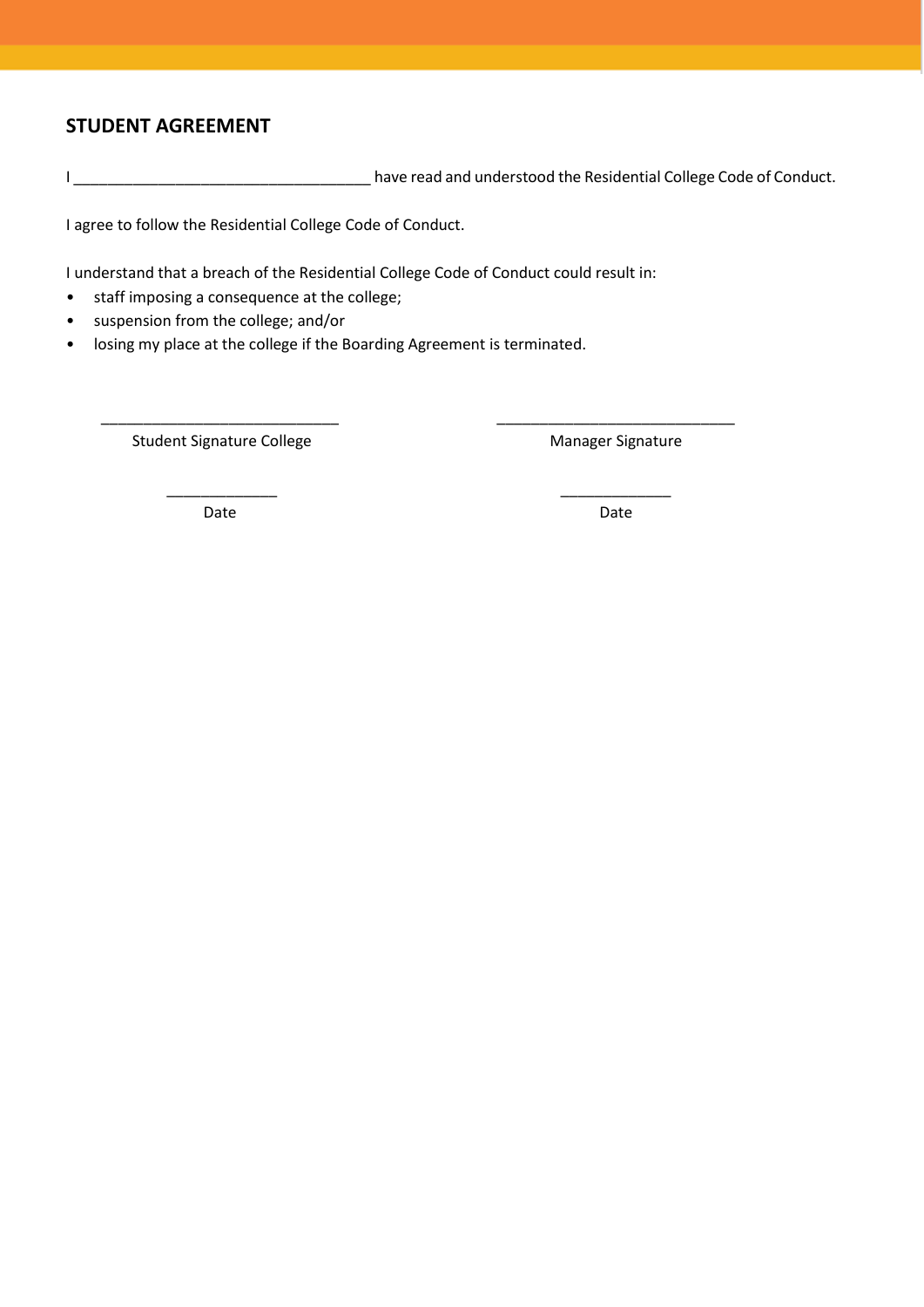## STUDENT AGREEMENT

I ___________________________________ have read and understood the Residential College Code of Conduct.

I agree to follow the Residential College Code of Conduct.

I understand that a breach of the Residential College Code of Conduct could result in:

- staff imposing a consequence at the college;
- suspension from the college; and/or
- losing my place at the college if the Boarding Agreement is terminated.

____________________________ ____________________________

Student Signature College Manager Signature

_____________ _____________

Date Date